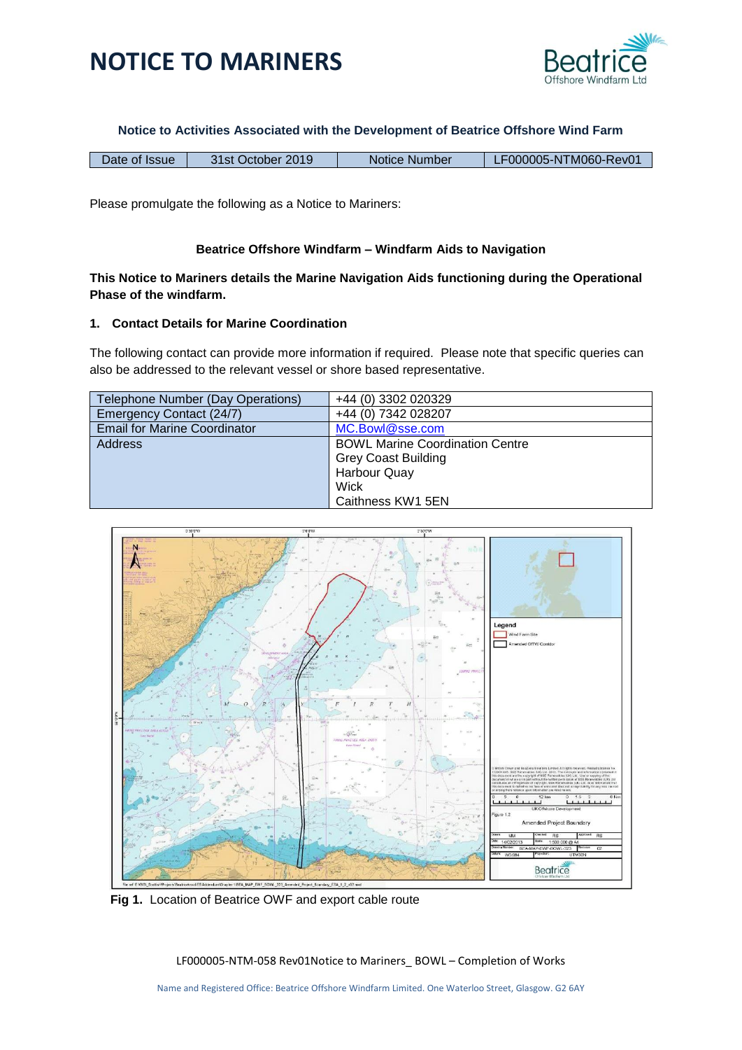# NOTICE TO MARINERS

**Notice to Activities Associated with the Development of Beatrice Offshore Wind Farm**

| Date of Issue | 31st October 2019 | Notice Number | LF000005-NTM060-Rev01 |
|---|---|---|---|

Please promulgate the following as a Notice to Mariners:

**Beatrice Offshore Windfarm – Windfarm Aids to Navigation**

**This Notice to Mariners details the Marine Navigation Aids functioning during the Operational Phase of the windfarm.**

## 1. Contact Details for Marine Coordination

The following contact can provide more information if required. Please note that specific queries can also be addressed to the relevant vessel or shore based representative.

| | |
|---|---|
| Telephone Number (Day Operations) | +44 (0) 3302 020329 |
| Emergency Contact (24/7) | +44 (0) 7342 028207 |
| Email for Marine Coordinator | MC.Bowl@sse.com |
| Address | BOWL Marine Coordination Centre<br>Grey Coast Building<br>Harbour Quay<br>Wick<br>Caithness KW1 5EN |

**Fig 1.** Location of Beatrice OWF and export cable route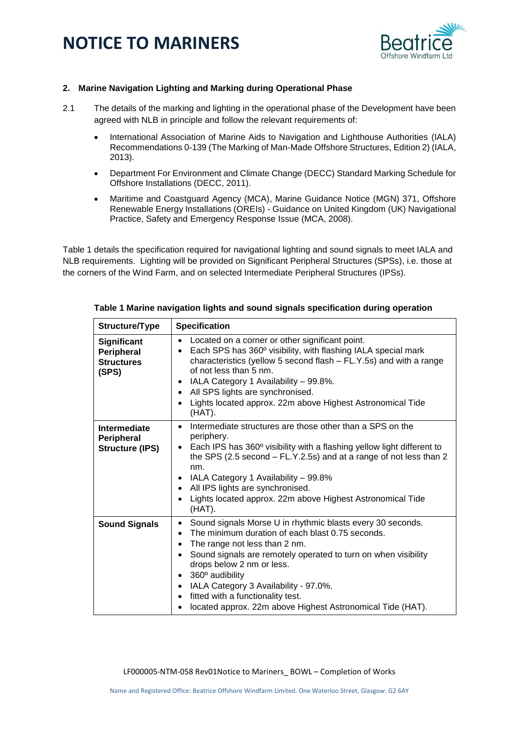## 2. Marine Navigation Lighting and Marking during Operational Phase

2.1 The details of the marking and lighting in the operational phase of the Development have been agreed with NLB in principle and follow the relevant requirements of:

- International Association of Marine Aids to Navigation and Lighthouse Authorities (IALA) Recommendations 0-139 (The Marking of Man-Made Offshore Structures, Edition 2) (IALA, 2013).
- Department For Environment and Climate Change (DECC) Standard Marking Schedule for Offshore Installations (DECC, 2011).
- Maritime and Coastguard Agency (MCA), Marine Guidance Notice (MGN) 371, Offshore Renewable Energy Installations (OREIs) - Guidance on United Kingdom (UK) Navigational Practice, Safety and Emergency Response Issue (MCA, 2008).

Table 1 details the specification required for navigational lighting and sound signals to meet IALA and NLB requirements. Lighting will be provided on Significant Peripheral Structures (SPSs), i.e. those at the corners of the Wind Farm, and on selected Intermediate Peripheral Structures (IPSs).

**Table 1 Marine navigation lights and sound signals specification during operation**

| Structure/Type | Specification |
| --- | --- |
| **Significant Peripheral Structures (SPS)** | • Located on a corner or other significant point.<br>• Each SPS has 360º visibility, with flashing IALA special mark characteristics (yellow 5 second flash – FL.Y.5s) and with a range of not less than 5 nm.<br>• IALA Category 1 Availability – 99.8%.<br>• All SPS lights are synchronised.<br>• Lights located approx. 22m above Highest Astronomical Tide (HAT). |
| **Intermediate Peripheral Structure (IPS)** | • Intermediate structures are those other than a SPS on the periphery.<br>• Each IPS has 360º visibility with a flashing yellow light different to the SPS (2.5 second – FL.Y.2.5s) and at a range of not less than 2 nm.<br>• IALA Category 1 Availability – 99.8%<br>• All IPS lights are synchronised.<br>• Lights located approx. 22m above Highest Astronomical Tide (HAT). |
| **Sound Signals** | • Sound signals Morse U in rhythmic blasts every 30 seconds.<br>• The minimum duration of each blast 0.75 seconds.<br>• The range not less than 2 nm.<br>• Sound signals are remotely operated to turn on when visibility drops below 2 nm or less.<br>• 360º audibility<br>• IALA Category 3 Availability - 97.0%.<br>• fitted with a functionality test.<br>• located approx. 22m above Highest Astronomical Tide (HAT). |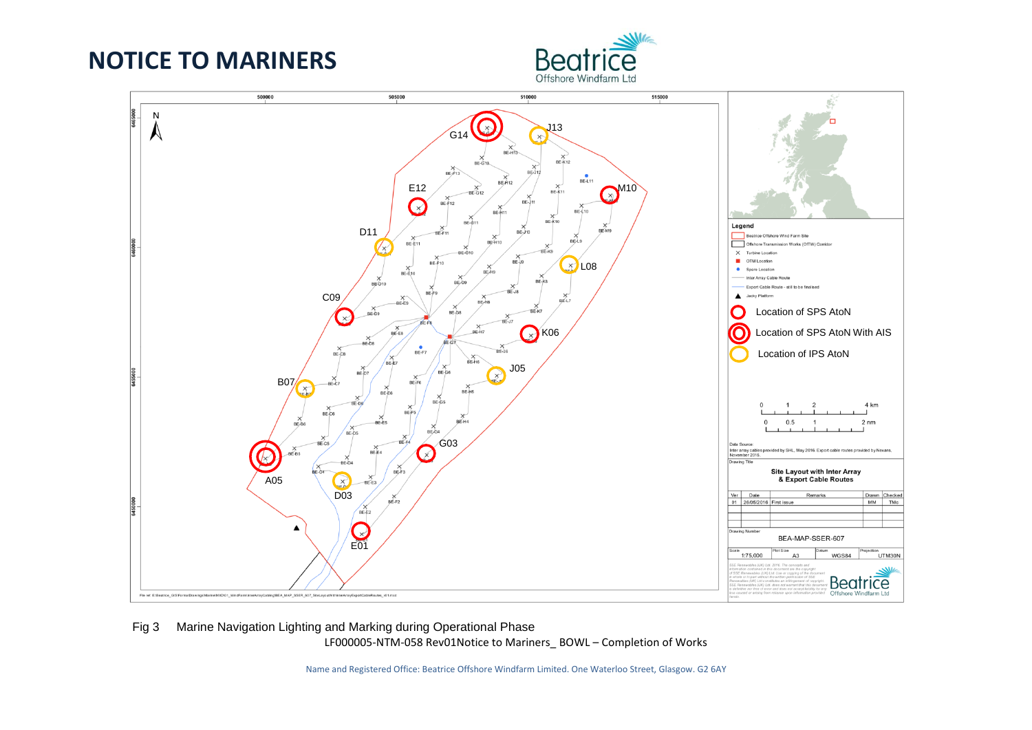# NOTICE TO MARINERS

Fig 3 Marine Navigation Lighting and Marking during Operational Phase

LF000005-NTM-058 Rev01Notice to Mariners_ BOWL – Completion of Works

Name and Registered Office: Beatrice Offshore Windfarm Limited. One Waterloo Street, Glasgow. G2 6AY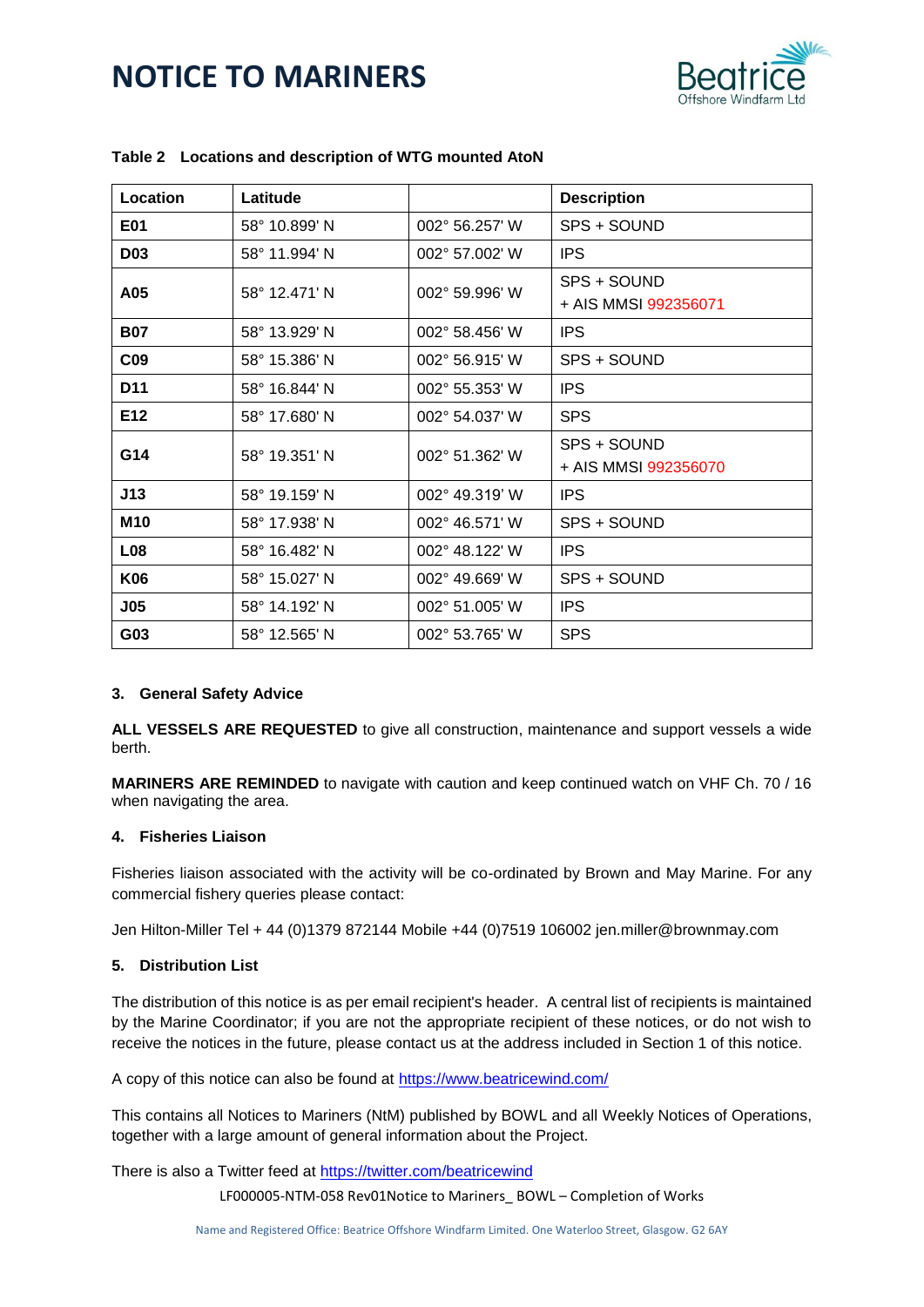**Table 2 Locations and description of WTG mounted AtoN**

| Location | Latitude | | Description |
|---|---|---|---|
| E01 | 58° 10.899' N | 002° 56.257' W | SPS + SOUND |
| D03 | 58° 11.994' N | 002° 57.002' W | IPS |
| A05 | 58° 12.471' N | 002° 59.996' W | SPS + SOUND + AIS MMSI 992356071 |
| B07 | 58° 13.929' N | 002° 58.456' W | IPS |
| C09 | 58° 15.386' N | 002° 56.915' W | SPS + SOUND |
| D11 | 58° 16.844' N | 002° 55.353' W | IPS |
| E12 | 58° 17.680' N | 002° 54.037' W | SPS |
| G14 | 58° 19.351' N | 002° 51.362' W | SPS + SOUND + AIS MMSI 992356070 |
| J13 | 58° 19.159' N | 002° 49.319' W | IPS |
| M10 | 58° 17.938' N | 002° 46.571' W | SPS + SOUND |
| L08 | 58° 16.482' N | 002° 48.122' W | IPS |
| K06 | 58° 15.027' N | 002° 49.669' W | SPS + SOUND |
| J05 | 58° 14.192' N | 002° 51.005' W | IPS |
| G03 | 58° 12.565' N | 002° 53.765' W | SPS |

### 3. General Safety Advice

**ALL VESSELS ARE REQUESTED** to give all construction, maintenance and support vessels a wide berth.

**MARINERS ARE REMINDED** to navigate with caution and keep continued watch on VHF Ch. 70 / 16 when navigating the area.

### 4. Fisheries Liaison

Fisheries liaison associated with the activity will be co-ordinated by Brown and May Marine. For any commercial fishery queries please contact:

Jen Hilton-Miller Tel + 44 (0)1379 872144 Mobile +44 (0)7519 106002 jen.miller@brownmay.com

### 5. Distribution List

The distribution of this notice is as per email recipient's header. A central list of recipients is maintained by the Marine Coordinator; if you are not the appropriate recipient of these notices, or do not wish to receive the notices in the future, please contact us at the address included in Section 1 of this notice.

A copy of this notice can also be found at https://www.beatricewind.com/

This contains all Notices to Mariners (NtM) published by BOWL and all Weekly Notices of Operations, together with a large amount of general information about the Project.

There is also a Twitter feed at https://twitter.com/beatricewind